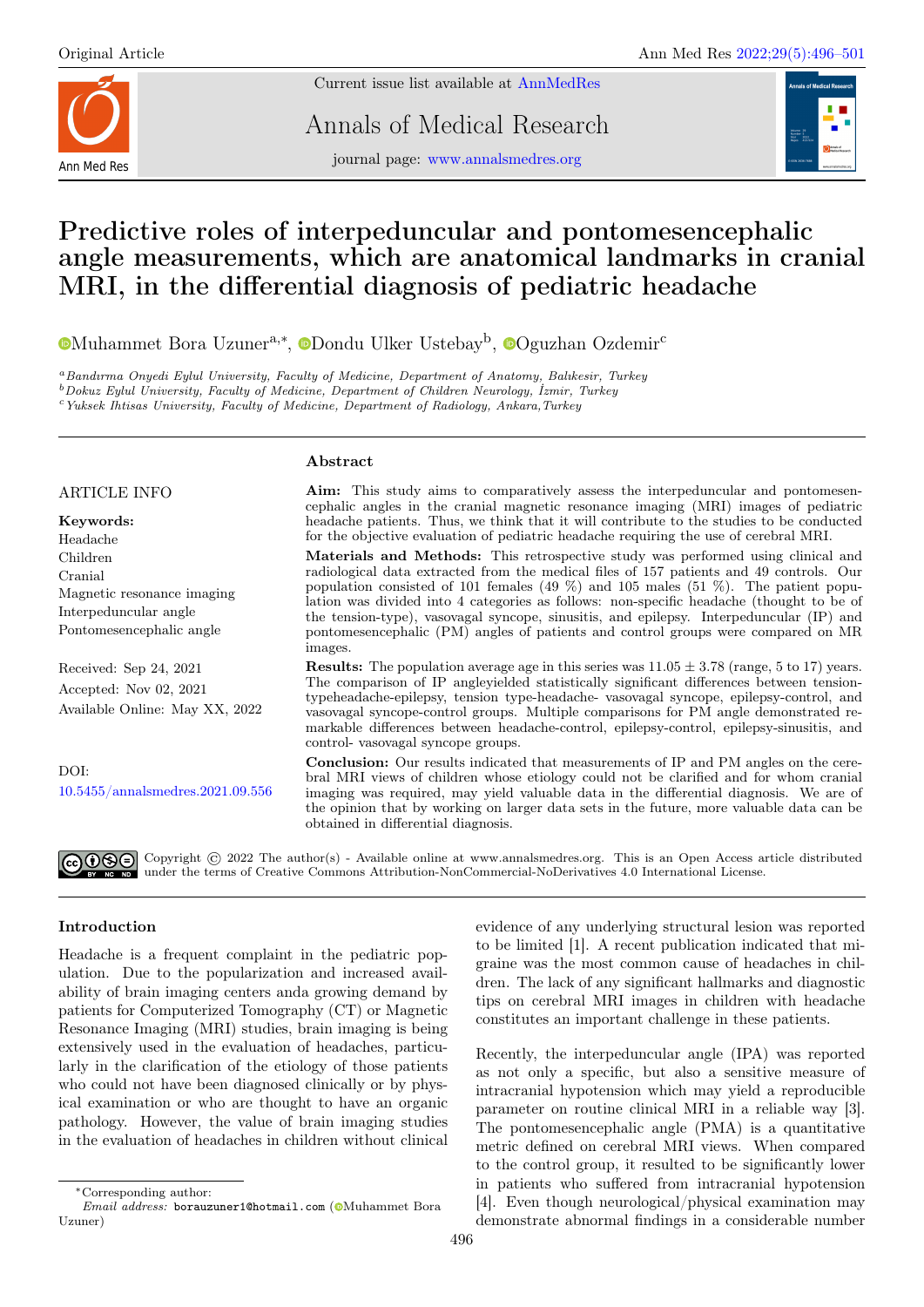Original Article

# Predictive roles of interpeduncular and pontomesencephalic angle measurements, which are anatomical landmarks in cranial MRI, in the differential diagnosis of pediatric headache

Muhammet Bora Uzuner[a,*], Dondu Ulker Ustebay[b], Oguzhan Ozdemir[c]

[a] *Bandırma Onyedi Eylul University, Faculty of Medicine, Department of Anatomy, Balıkesir, Turkey*
[b] *Dokuz Eylul University, Faculty of Medicine, Department of Children Neurology, İzmir, Turkey*
[c] *Yuksek Ihtisas University, Faculty of Medicine, Department of Radiology, Ankara, Turkey*

ARTICLE INFO

**Keywords:**
Headache
Children
Cranial
Magnetic resonance imaging
Interpeduncular angle
Pontomesencephalic angle

Received: Sep 24, 2021
Accepted: Nov 02, 2021
Available Online: May XX, 2022

DOI:
10.5455/annalsmedres.2021.09.556

## Abstract

**Aim:** This study aims to comparatively assess the interpeduncular and pontomesencephalic angles in the cranial magnetic resonance imaging (MRI) images of pediatric headache patients. Thus, we think that it will contribute to the studies to be conducted for the objective evaluation of pediatric headache requiring the use of cerebral MRI.

**Materials and Methods:** This retrospective study was performed using clinical and radiological data extracted from the medical files of 157 patients and 49 controls. Our population consisted of 101 females (49 %) and 105 males (51 %). The patient population was divided into 4 categories as follows: non-specific headache (thought to be of the tension-type), vasovagal syncope, sinusitis, and epilepsy. Interpeduncular (IP) and pontomesencephalic (PM) angles of patients and control groups were compared on MR images.

**Results:** The population average age in this series was 11.05 ± 3.78 (range, 5 to 17) years. The comparison of IP angleyielded statistically significant differences between tension-typeheadache-epilepsy, tension type-headache- vasovagal syncope, epilepsy-control, and vasovagal syncope-control groups. Multiple comparisons for PM angle demonstrated remarkable differences between headache-control, epilepsy-control, epilepsy-sinusitis, and control- vasovagal syncope groups.

**Conclusion:** Our results indicated that measurements of IP and PM angles on the cerebral MRI views of children whose etiology could not be clarified and for whom cranial imaging was required, may yield valuable data in the differential diagnosis. We are of the opinion that by working on larger data sets in the future, more valuable data can be obtained in differential diagnosis.

Copyright © 2022 The author(s) - Available online at www.annalsmedres.org. This is an Open Access article distributed under the terms of Creative Commons Attribution-NonCommercial-NoDerivatives 4.0 International License.

## Introduction

Headache is a frequent complaint in the pediatric population. Due to the popularization and increased availability of brain imaging centers anda growing demand by patients for Computerized Tomography (CT) or Magnetic Resonance Imaging (MRI) studies, brain imaging is being extensively used in the evaluation of headaches, particularly in the clarification of the etiology of those patients who could not have been diagnosed clinically or by physical examination or who are thought to have an organic pathology. However, the value of brain imaging studies in the evaluation of headaches in children without clinical evidence of any underlying structural lesion was reported to be limited [1]. A recent publication indicated that migraine was the most common cause of headaches in children. The lack of any significant hallmarks and diagnostic tips on cerebral MRI images in children with headache constitutes an important challenge in these patients.

Recently, the interpeduncular angle (IPA) was reported as not only a specific, but also a sensitive measure of intracranial hypotension which may yield a reproducible parameter on routine clinical MRI in a reliable way [3]. The pontomesencephalic angle (PMA) is a quantitative metric defined on cerebral MRI views. When compared to the control group, it resulted to be significantly lower in patients who suffered from intracranial hypotension [4]. Even though neurological/physical examination may demonstrate abnormal findings in a considerable number

*Corresponding author:
*Email address:* borauzuner1@hotmail.com (Muhammet Bora Uzuner)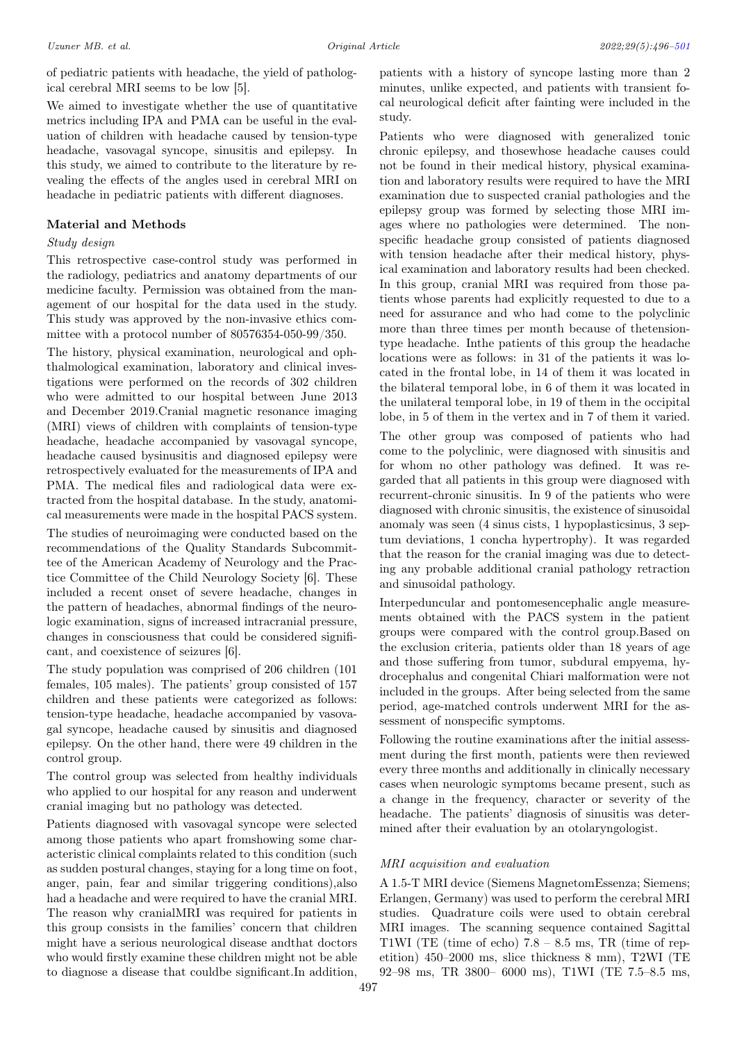of pediatric patients with headache, the yield of pathological cerebral MRI seems to be low [5].

We aimed to investigate whether the use of quantitative metrics including IPA and PMA can be useful in the evaluation of children with headache caused by tension-type headache, vasovagal syncope, sinusitis and epilepsy. In this study, we aimed to contribute to the literature by revealing the effects of the angles used in cerebral MRI on headache in pediatric patients with different diagnoses.

## Material and Methods

### *Study design*

This retrospective case-control study was performed in the radiology, pediatrics and anatomy departments of our medicine faculty. Permission was obtained from the management of our hospital for the data used in the study. This study was approved by the non-invasive ethics committee with a protocol number of 80576354-050-99/350.

The history, physical examination, neurological and ophthalmological examination, laboratory and clinical investigations were performed on the records of 302 children who were admitted to our hospital between June 2013 and December 2019.Cranial magnetic resonance imaging (MRI) views of children with complaints of tension-type headache, headache accompanied by vasovagal syncope, headache caused bysinusitis and diagnosed epilepsy were retrospectively evaluated for the measurements of IPA and PMA. The medical files and radiological data were extracted from the hospital database. In the study, anatomical measurements were made in the hospital PACS system.

The studies of neuroimaging were conducted based on the recommendations of the Quality Standards Subcommittee of the American Academy of Neurology and the Practice Committee of the Child Neurology Society [6]. These included a recent onset of severe headache, changes in the pattern of headaches, abnormal findings of the neurologic examination, signs of increased intracranial pressure, changes in consciousness that could be considered significant, and coexistence of seizures [6].

The study population was comprised of 206 children (101 females, 105 males). The patients' group consisted of 157 children and these patients were categorized as follows: tension-type headache, headache accompanied by vasovagal syncope, headache caused by sinusitis and diagnosed epilepsy. On the other hand, there were 49 children in the control group.

The control group was selected from healthy individuals who applied to our hospital for any reason and underwent cranial imaging but no pathology was detected.

Patients diagnosed with vasovagal syncope were selected among those patients who apart fromshowing some characteristic clinical complaints related to this condition (such as sudden postural changes, staying for a long time on foot, anger, pain, fear and similar triggering conditions),also had a headache and were required to have the cranial MRI. The reason why cranialMRI was required for patients in this group consists in the families' concern that children might have a serious neurological disease andthat doctors who would firstly examine these children might not be able to diagnose a disease that couldbe significant.In addition, patients with a history of syncope lasting more than 2 minutes, unlike expected, and patients with transient focal neurological deficit after fainting were included in the study.

Patients who were diagnosed with generalized tonic chronic epilepsy, and thosewhose headache causes could not be found in their medical history, physical examination and laboratory results were required to have the MRI examination due to suspected cranial pathologies and the epilepsy group was formed by selecting those MRI images where no pathologies were determined. The nonspecific headache group consisted of patients diagnosed with tension headache after their medical history, physical examination and laboratory results had been checked. In this group, cranial MRI was required from those patients whose parents had explicitly requested to due to a need for assurance and who had come to the polyclinic more than three times per month because of thetension-type headache. Inthe patients of this group the headache locations were as follows: in 31 of the patients it was located in the frontal lobe, in 14 of them it was located in the bilateral temporal lobe, in 6 of them it was located in the unilateral temporal lobe, in 19 of them in the occipital lobe, in 5 of them in the vertex and in 7 of them it varied.

The other group was composed of patients who had come to the polyclinic, were diagnosed with sinusitis and for whom no other pathology was defined. It was regarded that all patients in this group were diagnosed with recurrent-chronic sinusitis. In 9 of the patients who were diagnosed with chronic sinusitis, the existence of sinusoidal anomaly was seen (4 sinus cists, 1 hypoplasticsinus, 3 septum deviations, 1 concha hypertrophy). It was regarded that the reason for the cranial imaging was due to detecting any probable additional cranial pathology retraction and sinusoidal pathology.

Interpeduncular and pontomesencephalic angle measurements obtained with the PACS system in the patient groups were compared with the control group.Based on the exclusion criteria, patients older than 18 years of age and those suffering from tumor, subdural empyema, hydrocephalus and congenital Chiari malformation were not included in the groups. After being selected from the same period, age-matched controls underwent MRI for the assessment of nonspecific symptoms.

Following the routine examinations after the initial assessment during the first month, patients were then reviewed every three months and additionally in clinically necessary cases when neurologic symptoms became present, such as a change in the frequency, character or severity of the headache. The patients' diagnosis of sinusitis was determined after their evaluation by an otolaryngologist.

### *MRI acquisition and evaluation*

A 1.5-T MRI device (Siemens MagnetomEssenza; Siemens; Erlangen, Germany) was used to perform the cerebral MRI studies. Quadrature coils were used to obtain cerebral MRI images. The scanning sequence contained Sagittal T1WI (TE (time of echo) 7.8 – 8.5 ms, TR (time of repetition) 450–2000 ms, slice thickness 8 mm), T2WI (TE 92–98 ms, TR 3800– 6000 ms), T1WI (TE 7.5–8.5 ms,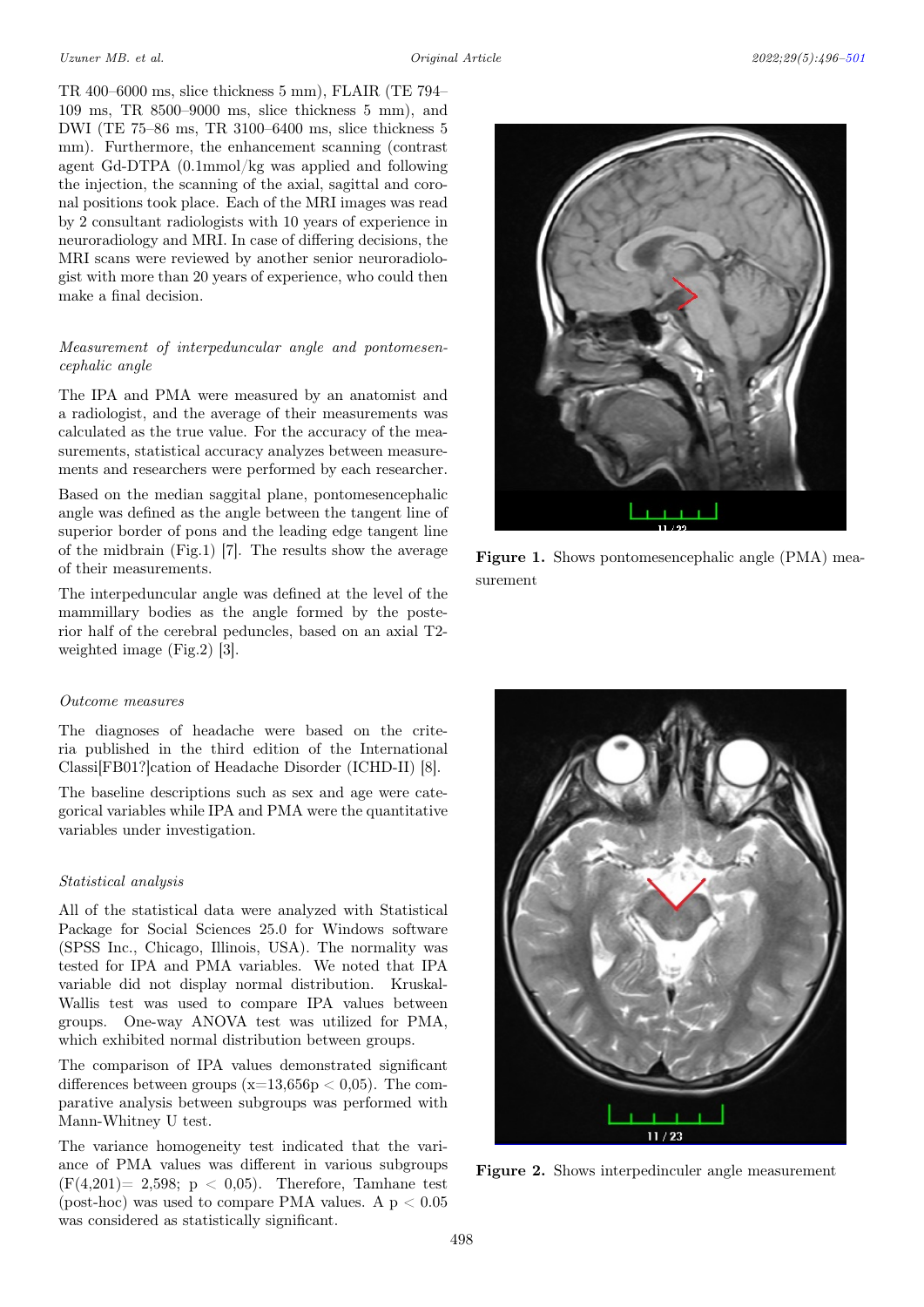TR 400–6000 ms, slice thickness 5 mm), FLAIR (TE 794–109 ms, TR 8500–9000 ms, slice thickness 5 mm), and DWI (TE 75–86 ms, TR 3100–6400 ms, slice thickness 5 mm). Furthermore, the enhancement scanning (contrast agent Gd-DTPA (0.1mmol/kg was applied and following the injection, the scanning of the axial, sagittal and coronal positions took place. Each of the MRI images was read by 2 consultant radiologists with 10 years of experience in neuroradiology and MRI. In case of differing decisions, the MRI scans were reviewed by another senior neuroradiologist with more than 20 years of experience, who could then make a final decision.

### *Measurement of interpeduncular angle and pontomesencephalic angle*

The IPA and PMA were measured by an anatomist and a radiologist, and the average of their measurements was calculated as the true value. For the accuracy of the measurements, statistical accuracy analyzes between measurements and researchers were performed by each researcher.

Based on the median saggital plane, pontomesencephalic angle was defined as the angle between the tangent line of superior border of pons and the leading edge tangent line of the midbrain (Fig.1) [7]. The results show the average of their measurements.

The interpeduncular angle was defined at the level of the mammillary bodies as the angle formed by the posterior half of the cerebral peduncles, based on an axial T2-weighted image (Fig.2) [3].

**Figure 1.** Shows pontomesencephalic angle (PMA) measurement

**Figure 2.** Shows interpedinculer angle measurement

### *Outcome measures*

The diagnoses of headache were based on the criteria published in the third edition of the International Classi[FB01?]cation of Headache Disorder (ICHD-II) [8].

The baseline descriptions such as sex and age were categorical variables while IPA and PMA were the quantitative variables under investigation.

### *Statistical analysis*

All of the statistical data were analyzed with Statistical Package for Social Sciences 25.0 for Windows software (SPSS Inc., Chicago, Illinois, USA). The normality was tested for IPA and PMA variables. We noted that IPA variable did not display normal distribution. Kruskal-Wallis test was used to compare IPA values between groups. One-way ANOVA test was utilized for PMA, which exhibited normal distribution between groups.

The comparison of IPA values demonstrated significant differences between groups (x=13,656p $< 0,05$). The comparative analysis between subgroups was performed with Mann-Whitney U test.

The variance homogeneity test indicated that the variance of PMA values was different in various subgroups ($F(4,201) = 2,598$; $p < 0,05$). Therefore, Tamhane test (post-hoc) was used to compare PMA values. A $p < 0.05$ was considered as statistically significant.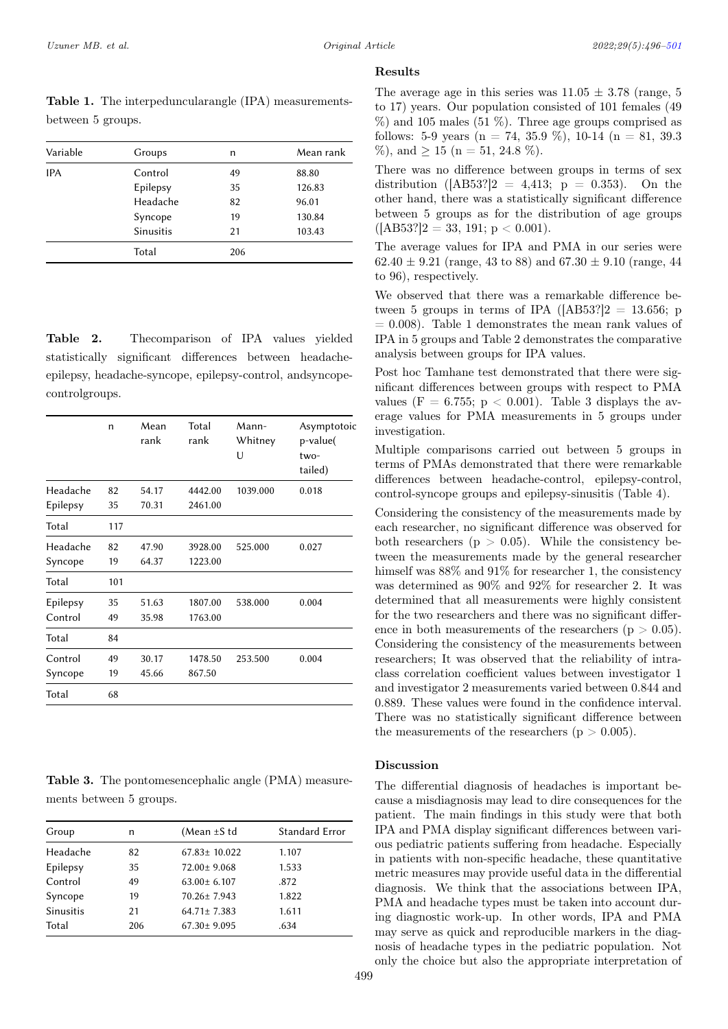**Table 1.** The interpeduncularangle (IPA) measurementsbetween 5 groups.

| Variable | Groups | n | Mean rank |
|---|---|---|---|
| IPA | Control | 49 | 88.80 |
| | Epilepsy | 35 | 126.83 |
| | Headache | 82 | 96.01 |
| | Syncope | 19 | 130.84 |
| | Sinusitis | 21 | 103.43 |
| | Total | 206 | |

**Table 2.** Thecomparison of IPA values yielded statistically significant differences between headache-epilepsy, headache-syncope, epilepsy-control, andsyncope-controlgroups.

| | n | Mean rank | Total rank | Mann-Whitney U | Asymptotoic p-value( two-tailed) |
|---|---|---|---|---|---|
| Headache | 82 | 54.17 | 4442.00 | 1039.000 | 0.018 |
| Epilepsy | 35 | 70.31 | 2461.00 | | |
| Total | 117 | | | | |
| Headache | 82 | 47.90 | 3928.00 | 525.000 | 0.027 |
| Syncope | 19 | 64.37 | 1223.00 | | |
| Total | 101 | | | | |
| Epilepsy | 35 | 51.63 | 1807.00 | 538.000 | 0.004 |
| Control | 49 | 35.98 | 1763.00 | | |
| Total | 84 | | | | |
| Control | 49 | 30.17 | 1478.50 | 253.500 | 0.004 |
| Syncope | 19 | 45.66 | 867.50 | | |
| Total | 68 | | | | |

**Table 3.** The pontomesencephalic angle (PMA) measurements between 5 groups.

| Group | n | (Mean ±S td | Standard Error |
|---|---|---|---|
| Headache | 82 | 67.83± 10.022 | 1.107 |
| Epilepsy | 35 | 72.00± 9.068 | 1.533 |
| Control | 49 | 63.00± 6.107 | .872 |
| Syncope | 19 | 70.26± 7.943 | 1.822 |
| Sinusitis | 21 | 64.71± 7.383 | 1.611 |
| Total | 206 | 67.30± 9.095 | .634 |

## Results

The average age in this series was $11.05 \pm 3.78$ (range, 5 to 17) years. Our population consisted of 101 females (49 %) and 105 males (51 %). Three age groups comprised as follows: 5-9 years (n = 74, 35.9 %), 10-14 (n = 81, 39.3 %), and $\geq 15$ (n = 51, 24.8 %).

There was no difference between groups in terms of sex distribution ([AB53?]2 = 4,413; p = 0.353). On the other hand, there was a statistically significant difference between 5 groups as for the distribution of age groups ([AB53?]2 = 33, 191; $p < 0.001$).

The average values for IPA and PMA in our series were $62.40 \pm 9.21$ (range, 43 to 88) and $67.30 \pm 9.10$ (range, 44 to 96), respectively.

We observed that there was a remarkable difference between 5 groups in terms of IPA ([AB53?]2 = 13.656; p = 0.008). Table 1 demonstrates the mean rank values of IPA in 5 groups and Table 2 demonstrates the comparative analysis between groups for IPA values.

Post hoc Tamhane test demonstrated that there were significant differences between groups with respect to PMA values (F = 6.755; $p < 0.001$). Table 3 displays the average values for PMA measurements in 5 groups under investigation.

Multiple comparisons carried out between 5 groups in terms of PMAs demonstrated that there were remarkable differences between headache-control, epilepsy-control, control-syncope groups and epilepsy-sinusitis (Table 4).

Considering the consistency of the measurements made by each researcher, no significant difference was observed for both researchers ($p > 0.05$). While the consistency between the measurements made by the general researcher himself was 88% and 91% for researcher 1, the consistency was determined as 90% and 92% for researcher 2. It was determined that all measurements were highly consistent for the two researchers and there was no significant difference in both measurements of the researchers ($p > 0.05$). Considering the consistency of the measurements between researchers; It was observed that the reliability of intraclass correlation coefficient values between investigator 1 and investigator 2 measurements varied between 0.844 and 0.889. These values were found in the confidence interval. There was no statistically significant difference between the measurements of the researchers ($p > 0.005$).

## Discussion

The differential diagnosis of headaches is important because a misdiagnosis may lead to dire consequences for the patient. The main findings in this study were that both IPA and PMA display significant differences between various pediatric patients suffering from headache. Especially in patients with non-specific headache, these quantitative metric measures may provide useful data in the differential diagnosis. We think that the associations between IPA, PMA and headache types must be taken into account during diagnostic work-up. In other words, IPA and PMA may serve as quick and reproducible markers in the diagnosis of headache types in the pediatric population. Not only the choice but also the appropriate interpretation of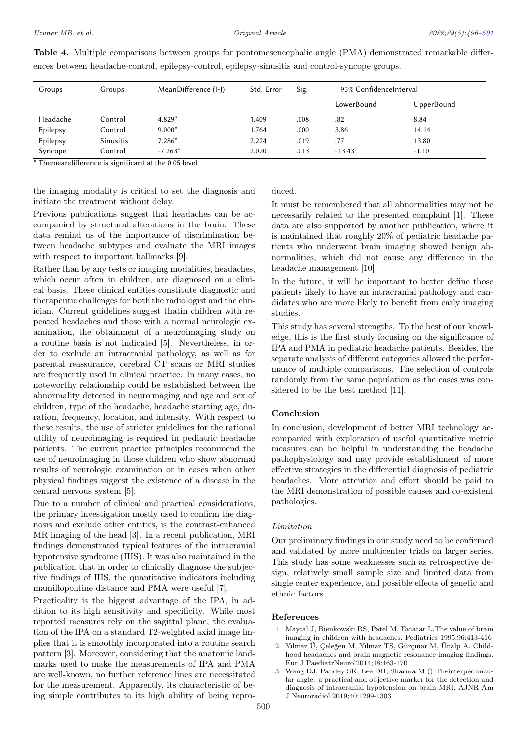**Table 4.** Multiple comparisons between groups for pontomesencephalic angle (PMA) demonstrated remarkable differences between headache-control, epilepsy-control, epilepsy-sinusitis and control-syncope groups.

| Groups | Groups | MeanDifference (I-J) | Std. Error | Sig. | 95% ConfidenceInterval | |
|---|---|---|---|---|---|---|
| | | | | | LowerBound | UpperBound |
| Headache | Control | 4.829* | 1.409 | .008 | .82 | 8.84 |
| Epilepsy | Control | 9.000* | 1.764 | .000 | 3.86 | 14.14 |
| Epilepsy | Sinusitis | 7.286* | 2.224 | .019 | .77 | 13.80 |
| Syncope | Control | -7.263* | 2.020 | .013 | -13.43 | -1.10 |

* Themeandifference is significant at the 0.05 level.

the imaging modality is critical to set the diagnosis and initiate the treatment without delay.

Previous publications suggest that headaches can be accompanied by structural alterations in the brain. These data remind us of the importance of discrimination between headache subtypes and evaluate the MRI images with respect to important hallmarks [9].

Rather than by any tests or imaging modalities, headaches, which occur often in children, are diagnosed on a clinical basis. These clinical entities constitute diagnostic and therapeutic challenges for both the radiologist and the clinician. Current guidelines suggest thatin children with repeated headaches and those with a normal neurologic examination, the obtainment of a neuroimaging study on a routine basis is not indicated [5]. Nevertheless, in order to exclude an intracranial pathology, as well as for parental reassurance, cerebral CT scans or MRI studies are frequently used in clinical practice. In many cases, no noteworthy relationship could be established between the abnormality detected in neuroimaging and age and sex of children, type of the headache, headache starting age, duration, frequency, location, and intensity. With respect to these results, the use of stricter guidelines for the rational utility of neuroimaging is required in pediatric headache patients. The current practice principles recommend the use of neuroimaging in those children who show abnormal results of neurologic examination or in cases when other physical findings suggest the existence of a disease in the central nervous system [5].

Due to a number of clinical and practical considerations, the primary investigation mostly used to confirm the diagnosis and exclude other entities, is the contrast-enhanced MR imaging of the head [3]. In a recent publication, MRI findings demonstrated typical features of the intracranial hypotensive syndrome (IHS). It was also maintained in the publication that in order to clinically diagnose the subjective findings of IHS, the quantitative indicators including mamillopontine distance and PMA were useful [7].

Practicality is the biggest advantage of the IPA, in addition to its high sensitivity and specificity. While most reported measures rely on the sagittal plane, the evaluation of the IPA on a standard T2-weighted axial image implies that it is smoothly incorporated into a routine search pattern [3]. Moreover, considering that the anatomic landmarks used to make the measurements of IPA and PMA are well-known, no further reference lines are necessitated for the measurement. Apparently, its characteristic of being simple contributes to its high ability of being reproduced.

It must be remembered that all abnormalities may not be necessarily related to the presented complaint [1]. These data are also supported by another publication, where it is maintained that roughly 20% of pediatric headache patients who underwent brain imaging showed benign abnormalities, which did not cause any difference in the headache management [10].

In the future, it will be important to better define those patients likely to have an intracranial pathology and candidates who are more likely to benefit from early imaging studies.

This study has several strengths. To the best of our knowledge, this is the first study focusing on the significance of IPA and PMA in pediatric headache patients. Besides, the separate analysis of different categories allowed the performance of multiple comparisons. The selection of controls randomly from the same population as the cases was considered to be the best method [11].

## Conclusion

In conclusion, development of better MRI technology accompanied with exploration of useful quantitative metric measures can be helpful in understanding the headache pathophysiology and may provide establishment of more effective strategies in the differential diagnosis of pediatric headaches. More attention and effort should be paid to the MRI demonstration of possible causes and co-existent pathologies.

### *Limitation*

Our preliminary findings in our study need to be confirmed and validated by more multicenter trials on larger series. This study has some weaknesses such as retrospective design, relatively small sample size and limited data from single center experience, and possible effects of genetic and ethnic factors.

## References

1. Maytal J, Bienkowski RS, Patel M, Eviatar L.The value of brain imaging in children with headaches. Pediatrics 1995;96:413-416
2. Yılmaz Ü, Çeleğen M, Yılmaz TS, Gürçınar M, Ünalp A. Childhood headaches and brain magnetic resonance imaging findings. Eur J PaediatrNeurol2014;18:163-170
3. Wang DJ, Pandey SK, Lee DH, Sharma M () Theinterpeduncular angle: a practical and objective marker for the detection and diagnosis of intracranial hypotension on brain MRI. AJNR Am J Neuroradiol.2019;40:1299-1303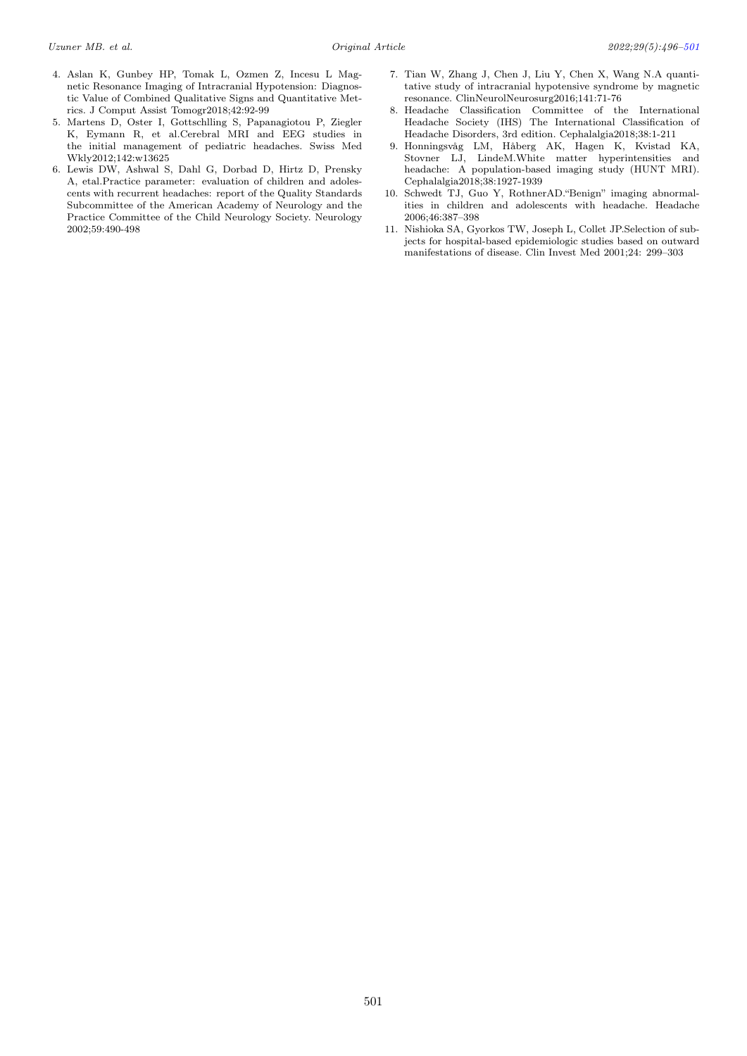4. Aslan K, Gunbey HP, Tomak L, Ozmen Z, Incesu L Magnetic Resonance Imaging of Intracranial Hypotension: Diagnostic Value of Combined Qualitative Signs and Quantitative Metrics. J Comput Assist Tomogr2018;42:92-99
5. Martens D, Oster I, Gottschlling S, Papanagiotou P, Ziegler K, Eymann R, et al.Cerebral MRI and EEG studies in the initial management of pediatric headaches. Swiss Med Wkly2012;142:w13625
6. Lewis DW, Ashwal S, Dahl G, Dorbad D, Hirtz D, Prensky A, etal.Practice parameter: evaluation of children and adolescents with recurrent headaches: report of the Quality Standards Subcommittee of the American Academy of Neurology and the Practice Committee of the Child Neurology Society. Neurology 2002;59:490-498
7. Tian W, Zhang J, Chen J, Liu Y, Chen X, Wang N.A quantitative study of intracranial hypotensive syndrome by magnetic resonance. ClinNeurolNeurosurg2016;141:71-76
8. Headache Classification Committee of the International Headache Society (IHS) The International Classification of Headache Disorders, 3rd edition. Cephalalgia2018;38:1-211
9. Honningsvåg LM, Håberg AK, Hagen K, Kvistad KA, Stovner LJ, LindeM.White matter hyperintensities and headache: A population-based imaging study (HUNT MRI). Cephalalgia2018;38:1927-1939
10. Schwedt TJ, Guo Y, RothnerAD."Benign" imaging abnormalities in children and adolescents with headache. Headache 2006;46:387–398
11. Nishioka SA, Gyorkos TW, Joseph L, Collet JP.Selection of subjects for hospital-based epidemiologic studies based on outward manifestations of disease. Clin Invest Med 2001;24: 299–303